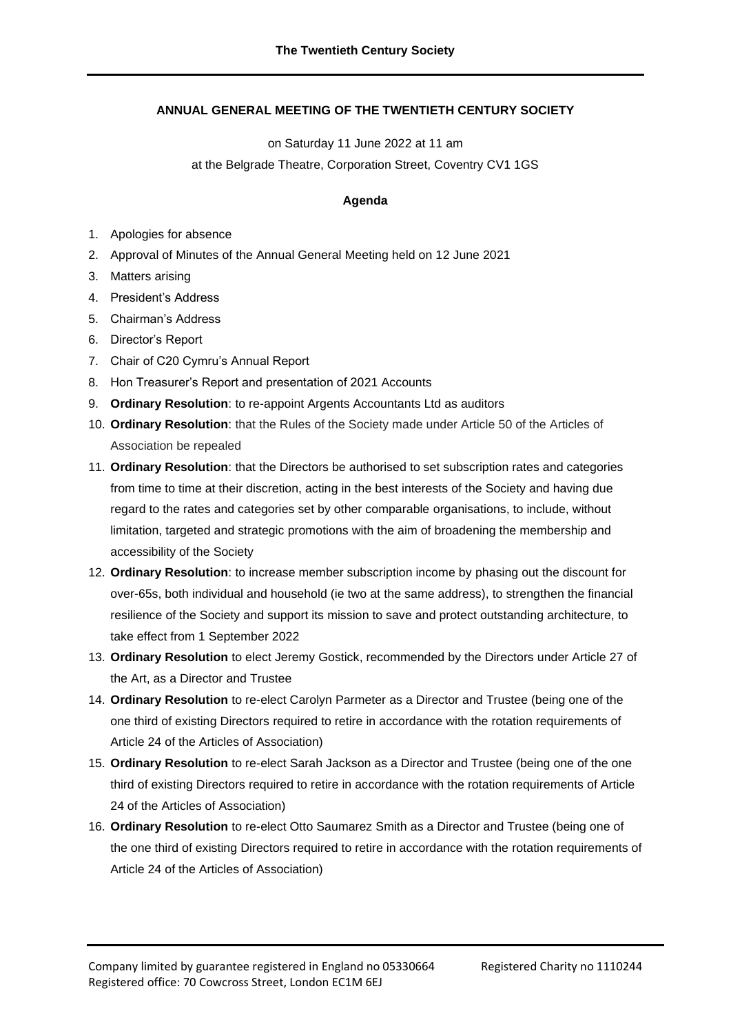## ANNUAL GENERAL MEETING OF THE TWENTIETH CENTURY SOCIETY

on Saturday 11 June 2022 at 11 am

at the Belgrade Theatre, Corporation Street, Coventry CV1 1GS

### Agenda

1. Apologies for absence
2. Approval of Minutes of the Annual General Meeting held on 12 June 2021
3. Matters arising
4. President's Address
5. Chairman's Address
6. Director's Report
7. Chair of C20 Cymru's Annual Report
8. Hon Treasurer's Report and presentation of 2021 Accounts
9. **Ordinary Resolution**: to re-appoint Argents Accountants Ltd as auditors
10. **Ordinary Resolution**: that the Rules of the Society made under Article 50 of the Articles of Association be repealed
11. **Ordinary Resolution**: that the Directors be authorised to set subscription rates and categories from time to time at their discretion, acting in the best interests of the Society and having due regard to the rates and categories set by other comparable organisations, to include, without limitation, targeted and strategic promotions with the aim of broadening the membership and accessibility of the Society
12. **Ordinary Resolution**: to increase member subscription income by phasing out the discount for over-65s, both individual and household (ie two at the same address), to strengthen the financial resilience of the Society and support its mission to save and protect outstanding architecture, to take effect from 1 September 2022
13. **Ordinary Resolution** to elect Jeremy Gostick, recommended by the Directors under Article 27 of the Art, as a Director and Trustee
14. **Ordinary Resolution** to re-elect Carolyn Parmeter as a Director and Trustee (being one of the one third of existing Directors required to retire in accordance with the rotation requirements of Article 24 of the Articles of Association)
15. **Ordinary Resolution** to re-elect Sarah Jackson as a Director and Trustee (being one of the one third of existing Directors required to retire in accordance with the rotation requirements of Article 24 of the Articles of Association)
16. **Ordinary Resolution** to re-elect Otto Saumarez Smith as a Director and Trustee (being one of the one third of existing Directors required to retire in accordance with the rotation requirements of Article 24 of the Articles of Association)

Company limited by guarantee registered in England no 05330664 Registered Charity no 1110244
Registered office: 70 Cowcross Street, London EC1M 6EJ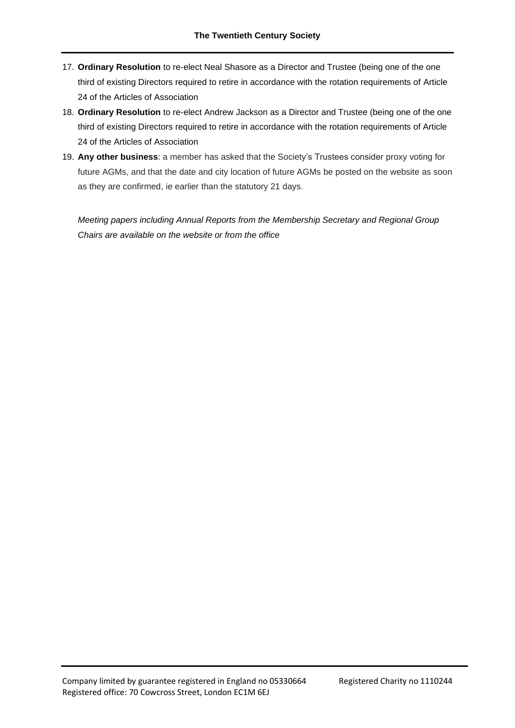17. **Ordinary Resolution** to re-elect Neal Shasore as a Director and Trustee (being one of the one third of existing Directors required to retire in accordance with the rotation requirements of Article 24 of the Articles of Association
18. **Ordinary Resolution** to re-elect Andrew Jackson as a Director and Trustee (being one of the one third of existing Directors required to retire in accordance with the rotation requirements of Article 24 of the Articles of Association
19. **Any other business**: a member has asked that the Society's Trustees consider proxy voting for future AGMs, and that the date and city location of future AGMs be posted on the website as soon as they are confirmed, ie earlier than the statutory 21 days.

*Meeting papers including Annual Reports from the Membership Secretary and Regional Group Chairs are available on the website or from the office*